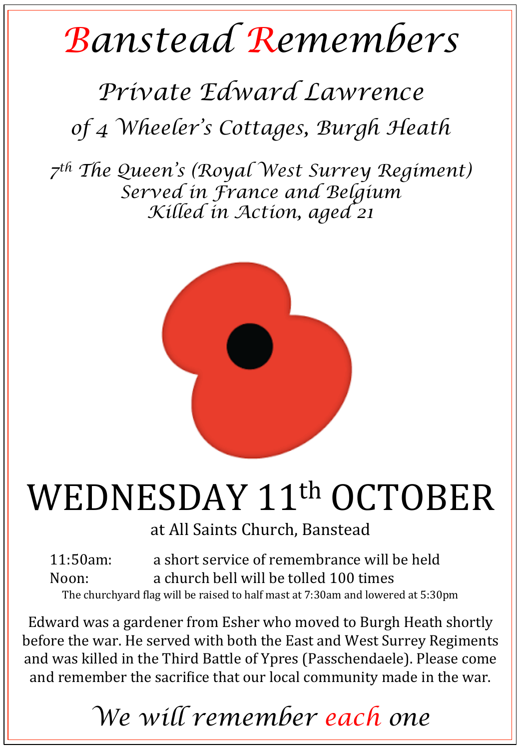# *Banstead Remembers*

## *Private Edward Lawrence*

## *of 4 Wheeler's Cottages, Burgh Heath*

*7th The Queen's (Royal West Surrey Regiment)*
*Served in France and Belgium*
*Killed in Action, aged 21*

# WEDNESDAY 11th OCTOBER

at All Saints Church, Banstead

11:50am: a short service of remembrance will be held
Noon: a church bell will be tolled 100 times

The churchyard flag will be raised to half mast at 7:30am and lowered at 5:30pm

Edward was a gardener from Esher who moved to Burgh Heath shortly before the war. He served with both the East and West Surrey Regiments and was killed in the Third Battle of Ypres (Passchendaele). Please come and remember the sacrifice that our local community made in the war.

## *We will remember each one*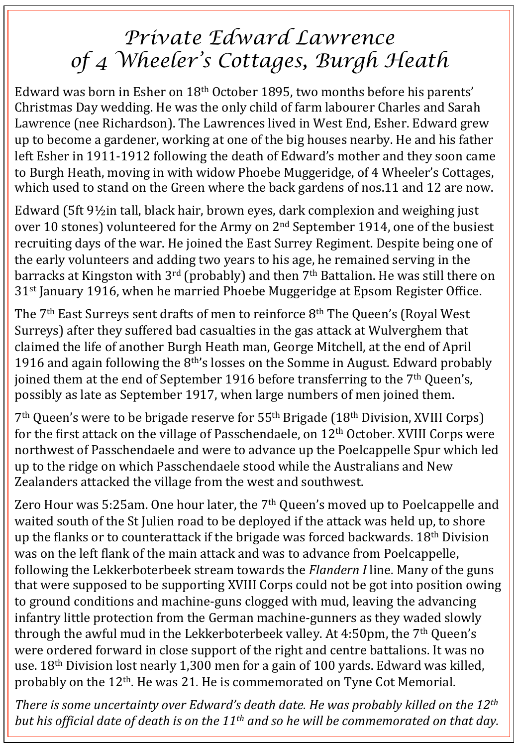# *Private Edward Lawrence of 4 Wheeler's Cottages, Burgh Heath*

Edward was born in Esher on 18th October 1895, two months before his parents' Christmas Day wedding. He was the only child of farm labourer Charles and Sarah Lawrence (nee Richardson). The Lawrences lived in West End, Esher. Edward grew up to become a gardener, working at one of the big houses nearby. He and his father left Esher in 1911-1912 following the death of Edward's mother and they soon came to Burgh Heath, moving in with widow Phoebe Muggeridge, of 4 Wheeler's Cottages, which used to stand on the Green where the back gardens of nos.11 and 12 are now.

Edward (5ft 9½in tall, black hair, brown eyes, dark complexion and weighing just over 10 stones) volunteered for the Army on 2nd September 1914, one of the busiest recruiting days of the war. He joined the East Surrey Regiment. Despite being one of the early volunteers and adding two years to his age, he remained serving in the barracks at Kingston with 3rd (probably) and then 7th Battalion. He was still there on 31st January 1916, when he married Phoebe Muggeridge at Epsom Register Office.

The 7th East Surreys sent drafts of men to reinforce 8th The Queen's (Royal West Surreys) after they suffered bad casualties in the gas attack at Wulverghem that claimed the life of another Burgh Heath man, George Mitchell, at the end of April 1916 and again following the 8th's losses on the Somme in August. Edward probably joined them at the end of September 1916 before transferring to the 7th Queen's, possibly as late as September 1917, when large numbers of men joined them.

7th Queen's were to be brigade reserve for 55th Brigade (18th Division, XVIII Corps) for the first attack on the village of Passchendaele, on 12th October. XVIII Corps were northwest of Passchendaele and were to advance up the Poelcappelle Spur which led up to the ridge on which Passchendaele stood while the Australians and New Zealanders attacked the village from the west and southwest.

Zero Hour was 5:25am. One hour later, the 7th Queen's moved up to Poelcappelle and waited south of the St Julien road to be deployed if the attack was held up, to shore up the flanks or to counterattack if the brigade was forced backwards. 18th Division was on the left flank of the main attack and was to advance from Poelcappelle, following the Lekkerboterbeek stream towards the *Flandern I* line. Many of the guns that were supposed to be supporting XVIII Corps could not be got into position owing to ground conditions and machine-guns clogged with mud, leaving the advancing infantry little protection from the German machine-gunners as they waded slowly through the awful mud in the Lekkerboterbeek valley. At 4:50pm, the 7th Queen's were ordered forward in close support of the right and centre battalions. It was no use. 18th Division lost nearly 1,300 men for a gain of 100 yards. Edward was killed, probably on the 12th. He was 21. He is commemorated on Tyne Cot Memorial.

*There is some uncertainty over Edward's death date. He was probably killed on the 12th but his official date of death is on the 11th and so he will be commemorated on that day.*